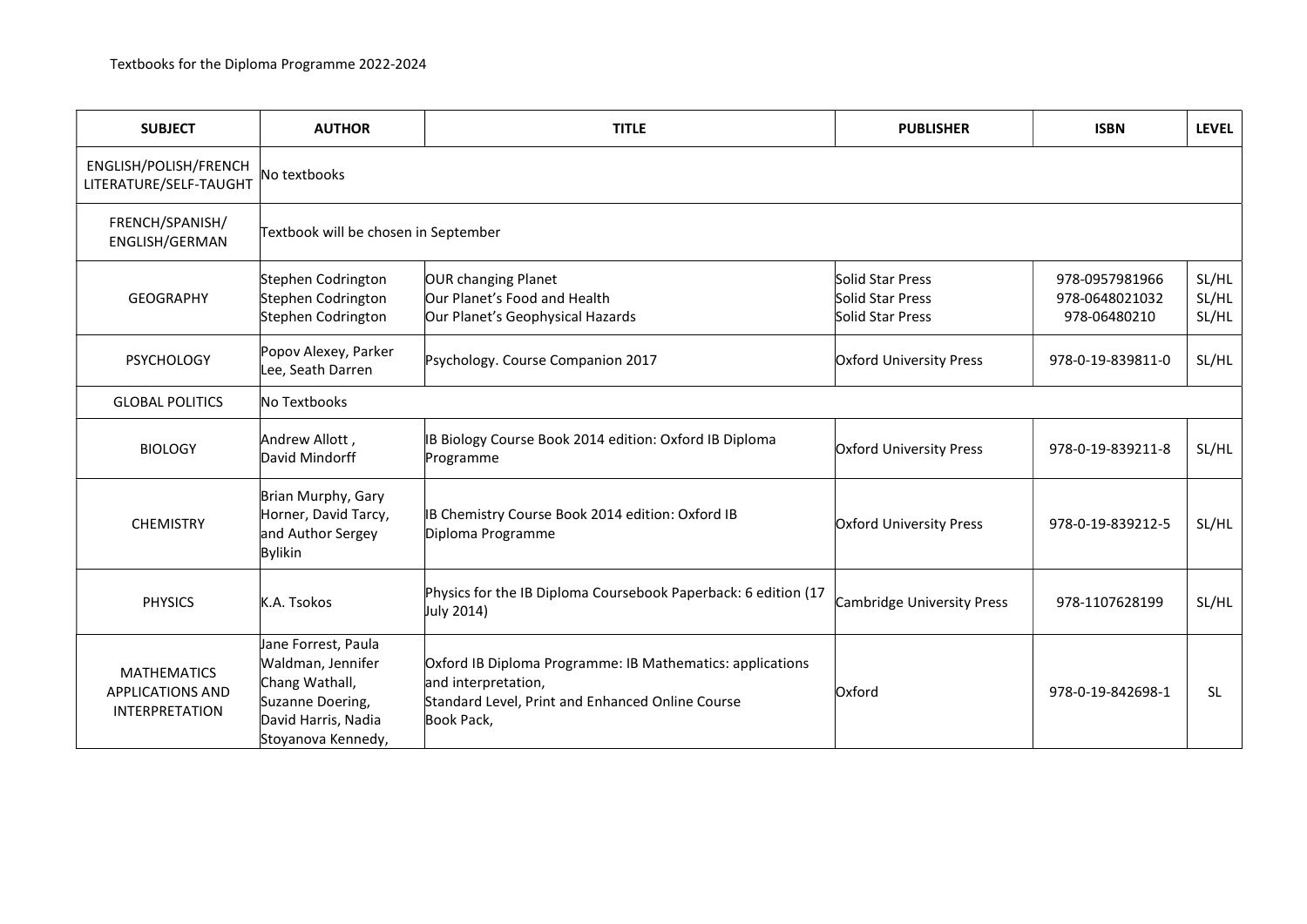Textbooks for the Diploma Programme 2022-2024

| SUBJECT | AUTHOR | TITLE | PUBLISHER | ISBN | LEVEL |
|---|---|---|---|---|---|
| ENGLISH/POLISH/FRENCH LITERATURE/SELF-TAUGHT | No textbooks | | | | |
| FRENCH/SPANISH/ ENGLISH/GERMAN | Textbook will be chosen in September | | | | |
| GEOGRAPHY | Stephen Codrington<br>Stephen Codrington<br>Stephen Codrington | OUR changing Planet<br>Our Planet's Food and Health<br>Our Planet's Geophysical Hazards | Solid Star Press<br>Solid Star Press<br>Solid Star Press | 978-0957981966<br>978-0648021032<br>978-06480210 | SL/HL<br>SL/HL<br>SL/HL |
| PSYCHOLOGY | Popov Alexey, Parker Lee, Seath Darren | Psychology. Course Companion 2017 | Oxford University Press | 978-0-19-839811-0 | SL/HL |
| GLOBAL POLITICS | No Textbooks | | | | |
| BIOLOGY | Andrew Allott , David Mindorff | IB Biology Course Book 2014 edition: Oxford IB Diploma Programme | Oxford University Press | 978-0-19-839211-8 | SL/HL |
| CHEMISTRY | Brian Murphy, Gary Horner, David Tarcy, and Author Sergey Bylikin | IB Chemistry Course Book 2014 edition: Oxford IB Diploma Programme | Oxford University Press | 978-0-19-839212-5 | SL/HL |
| PHYSICS | K.A. Tsokos | Physics for the IB Diploma Coursebook Paperback: 6 edition (17 July 2014) | Cambridge University Press | 978-1107628199 | SL/HL |
| MATHEMATICS APPLICATIONS AND INTERPRETATION | Jane Forrest, Paula Waldman, Jennifer Chang Wathall, Suzanne Doering, David Harris, Nadia Stoyanova Kennedy, | Oxford IB Diploma Programme: IB Mathematics: applications and interpretation, Standard Level, Print and Enhanced Online Course Book Pack, | Oxford | 978-0-19-842698-1 | SL |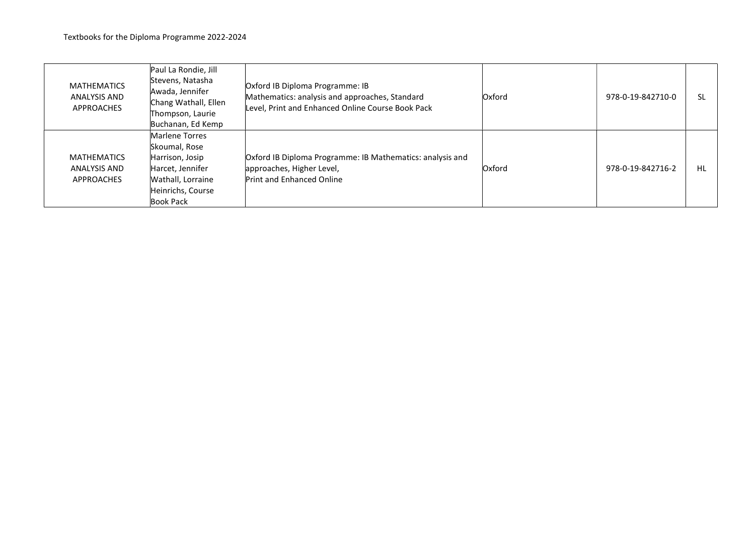Textbooks for the Diploma Programme 2022-2024

| | | | | | |
|---|---|---|---|---|---|
| MATHEMATICS ANALYSIS AND APPROACHES | Paul La Rondie, Jill Stevens, Natasha Awada, Jennifer Chang Wathall, Ellen Thompson, Laurie Buchanan, Ed Kemp | Oxford IB Diploma Programme: IB Mathematics: analysis and approaches, Standard Level, Print and Enhanced Online Course Book Pack | Oxford | 978-0-19-842710-0 | SL |
| MATHEMATICS ANALYSIS AND APPROACHES | Marlene Torres Skoumal, Rose Harrison, Josip Harcet, Jennifer Wathall, Lorraine Heinrichs, Course Book Pack | Oxford IB Diploma Programme: IB Mathematics: analysis and approaches, Higher Level, Print and Enhanced Online | Oxford | 978-0-19-842716-2 | HL |